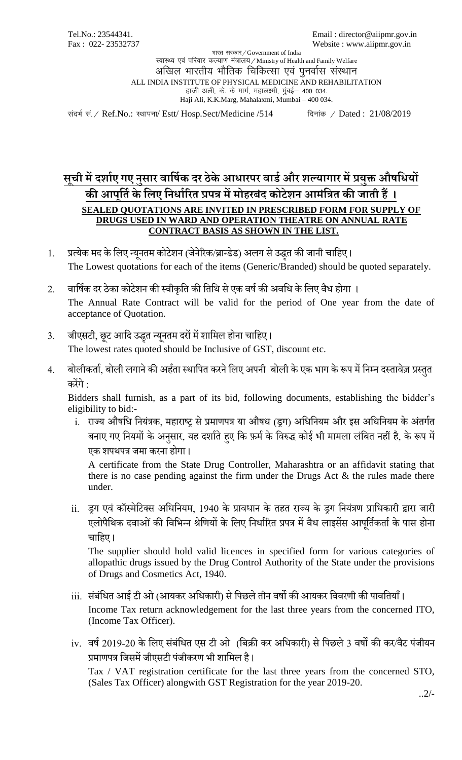Tel.No.: 23544341.  
Fax : 022- 23532737

Email : director@aiipmr.gov.in  
Website : www.aiipmr.gov.in

भारत सरकार / Government of India  
स्वास्थ्य एवं परिवार कल्याण मंत्रालय / Ministry of Health and Family Welfare  
अखिल भारतीय भौतिक चिकित्सा एवं पुनर्वास संस्थान  
ALL INDIA INSTITUTE OF PHYSICAL MEDICINE AND REHABILITATION  
हाजी अली, के. के मार्ग, महालक्ष्मी, मुंबई– 400 034.  
Haji Ali, K.K.Marg, Mahalaxmi, Mumbai – 400 034.

संदर्भ सं. / Ref.No.: स्थापना/ Estt/ Hosp.Sect/Medicine /514 दिनांक / Dated : 21/08/2019

## सूची में दर्शाए गए नुसार वार्षिक दर ठेके आधारपर वार्ड और शल्यागार में प्रयुक्त औषधियों की आपूर्ति के लिए निर्धारित प्रपत्र में मोहरबंद कोटेशन आमंत्रित की जाती हैं ।

**SEALED QUOTATIONS ARE INVITED IN PRESCRIBED FORM FOR SUPPLY OF DRUGS USED IN WARD AND OPERATION THEATRE ON ANNUAL RATE CONTRACT BASIS AS SHOWN IN THE LIST.**

1. प्रत्येक मद के लिए न्यूनतम कोटेशन (जेनेरिक/ब्रान्डेड) अलग से उद्धृत की जानी चाहिए।  
   The Lowest quotations for each of the items (Generic/Branded) should be quoted separately.

2. वार्षिक दर ठेका कोटेशन की स्वीकृति की तिथि से एक वर्ष की अवधि के लिए वैध होगा ।  
   The Annual Rate Contract will be valid for the period of One year from the date of acceptance of Quotation.

3. जीएसटी, छूट आदि उद्धृत न्यूनतम दरों में शामिल होना चाहिए।  
   The lowest rates quoted should be Inclusive of GST, discount etc.

4. बोलीकर्ता, बोली लगाने की अर्हता स्थापित करने लिए अपनी बोली के एक भाग के रूप में निम्न दस्तावेज़ प्रस्तुत करेंगे :  
   Bidders shall furnish, as a part of its bid, following documents, establishing the bidder's eligibility to bid:-

   i. राज्य औषधि नियंत्रक, महाराष्ट्र से प्रमाणपत्र या औषध (ड्रग) अधिनियम और इस अधिनियम के अंतर्गत बनाए गए नियमों के अनुसार, यह दर्शाते हुए कि फ़र्म के विरुद्ध कोई भी मामला लंबित नहीं है, के रूप में एक शपथपत्र जमा करना होगा।  
   A certificate from the State Drug Controller, Maharashtra or an affidavit stating that there is no case pending against the firm under the Drugs Act & the rules made there under.

   ii. ड्रग एवं कॉस्मेटिक्स अधिनियम, 1940 के प्रावधान के तहत राज्य के ड्रग नियंत्रण प्राधिकारी द्वारा जारी एलोपैथिक दवाओं की विभिन्न श्रेणियों के लिए निर्धारित प्रपत्र में वैध लाइसेंस आपूर्तिकर्ता के पास होना चाहिए।  
   The supplier should hold valid licences in specified form for various categories of allopathic drugs issued by the Drug Control Authority of the State under the provisions of Drugs and Cosmetics Act, 1940.

   iii. संबंधित आई टी ओ (आयकर अधिकारी) से पिछले तीन वर्षों की आयकर विवरणी की पावतियाँ।  
   Income Tax return acknowledgement for the last three years from the concerned ITO, (Income Tax Officer).

   iv. वर्ष 2019-20 के लिए संबंधित एस टी ओ (बिक्री कर अधिकारी) से पिछले 3 वर्षों की कर/वैट पंजीयन प्रमाणपत्र जिसमें जीएसटी पंजीकरण भी शामिल है।  
   Tax / VAT registration certificate for the last three years from the concerned STO, (Sales Tax Officer) alongwith GST Registration for the year 2019-20.

..2/-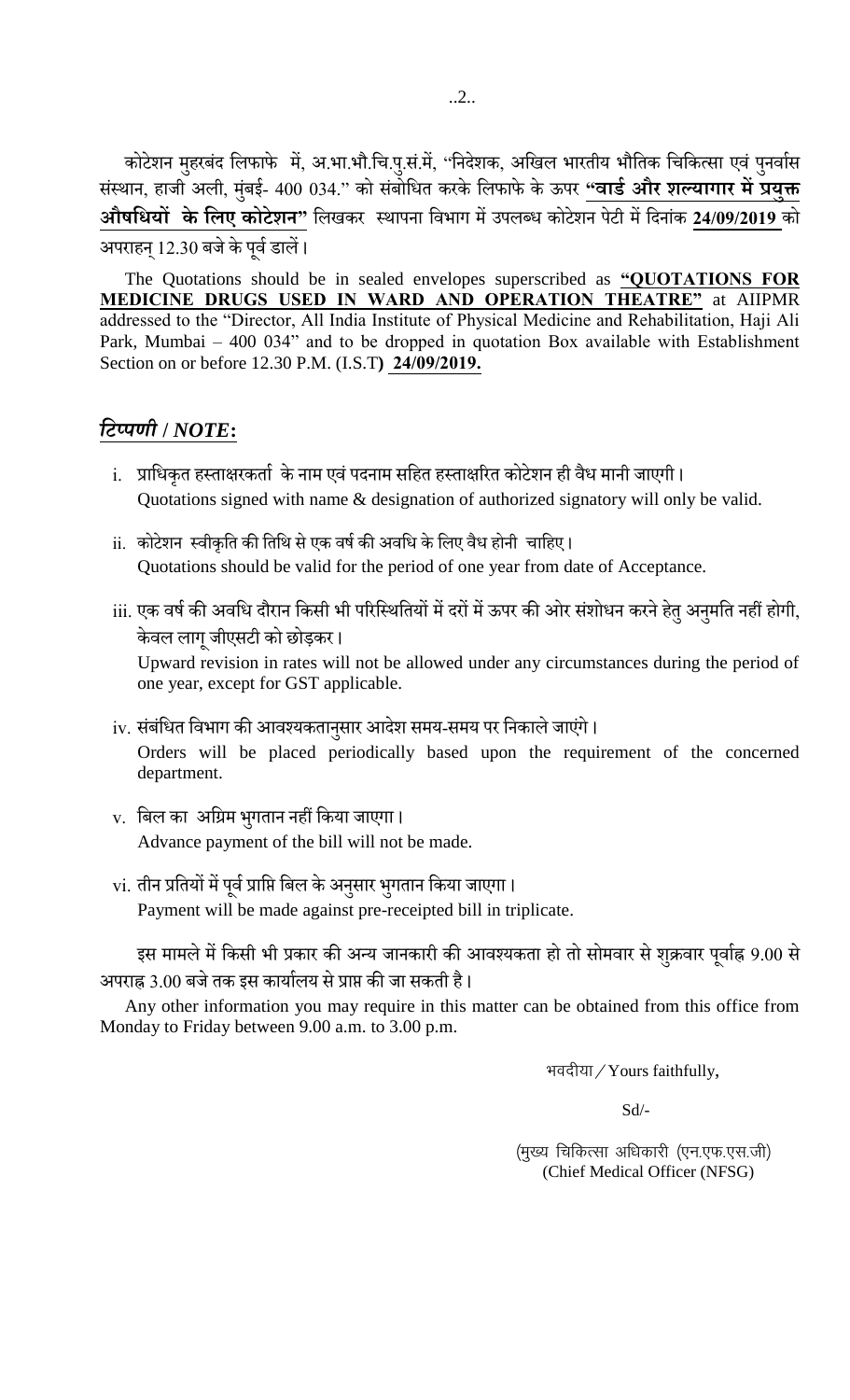कोटेशन मुहरबंद लिफाफे में, अ.भा.भौ.चि.पु.सं.में, "निदेशक, अखिल भारतीय भौतिक चिकित्सा एवं पुनर्वास संस्थान, हाजी अली, मुंबई- 400 034." को संबोधित करके लिफाफे के ऊपर **"वार्ड और शल्यागार में प्रयुक्त औषधियों के लिए कोटेशन"** लिखकर स्थापना विभाग में उपलब्ध कोटेशन पेटी में दिनांक **24/09/2019** को अपराहन् 12.30 बजे के पूर्व डालें।

The Quotations should be in sealed envelopes superscribed as **"QUOTATIONS FOR MEDICINE DRUGS USED IN WARD AND OPERATION THEATRE"** at AIIPMR addressed to the "Director, All India Institute of Physical Medicine and Rehabilitation, Haji Ali Park, Mumbai – 400 034" and to be dropped in quotation Box available with Establishment Section on or before 12.30 P.M. (I.S.T**) 24/09/2019.**

## *टिप्पणी / NOTE***:**

i. प्राधिकृत हस्ताक्षरकर्ता के नाम एवं पदनाम सहित हस्ताक्षरित कोटेशन ही वैध मानी जाएगी। 
   Quotations signed with name & designation of authorized signatory will only be valid.

ii. कोटेशन स्वीकृति की तिथि से एक वर्ष की अवधि के लिए वैध होनी चाहिए। 
   Quotations should be valid for the period of one year from date of Acceptance.

iii. एक वर्ष की अवधि दौरान किसी भी परिस्थितियों में दरों में ऊपर की ओर संशोधन करने हेतु अनुमति नहीं होगी, केवल लागू जीएसटी को छोड़कर। 
   Upward revision in rates will not be allowed under any circumstances during the period of one year, except for GST applicable.

iv. संबंधित विभाग की आवश्यकतानुसार आदेश समय-समय पर निकाले जाएंगे। 
   Orders will be placed periodically based upon the requirement of the concerned department.

v. बिल का अग्रिम भुगतान नहीं किया जाएगा। 
   Advance payment of the bill will not be made.

vi. तीन प्रतियों में पूर्व प्राप्ति बिल के अनुसार भुगतान किया जाएगा। 
   Payment will be made against pre-receipted bill in triplicate.

इस मामले में किसी भी प्रकार की अन्य जानकारी की आवश्यकता हो तो सोमवार से शुक्रवार पूर्वाह्न 9.00 से अपराह्न 3.00 बजे तक इस कार्यालय से प्राप्त की जा सकती है।

Any other information you may require in this matter can be obtained from this office from Monday to Friday between 9.00 a.m. to 3.00 p.m.

भवदीया / Yours faithfully,

Sd/-

(मुख्य चिकित्सा अधिकारी (एन.एफ.एस.जी) 
(Chief Medical Officer (NFSG)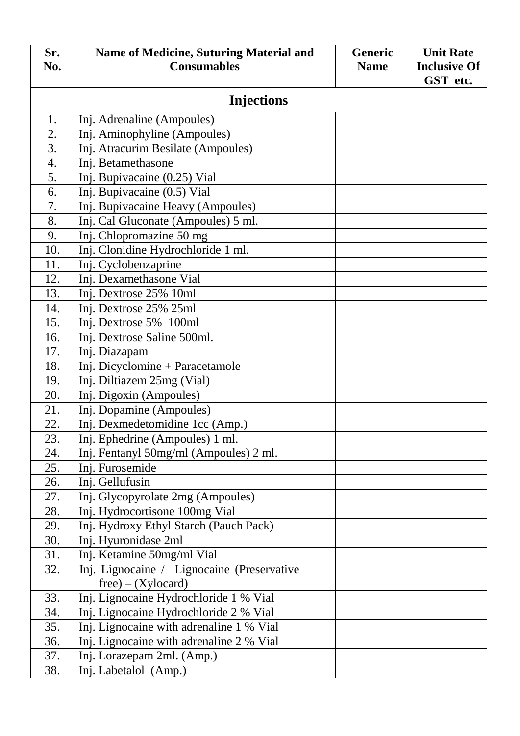| Sr. No. | Name of Medicine, Suturing Material and Consumables | Generic Name | Unit Rate Inclusive Of GST etc. |
|---|---|---|---|
| **Injections** | | | |
| 1. | Inj. Adrenaline (Ampoules) | | |
| 2. | Inj. Aminophyline (Ampoules) | | |
| 3. | Inj. Atracurim Besilate (Ampoules) | | |
| 4. | Inj. Betamethasone | | |
| 5. | Inj. Bupivacaine (0.25) Vial | | |
| 6. | Inj. Bupivacaine (0.5) Vial | | |
| 7. | Inj. Bupivacaine Heavy (Ampoules) | | |
| 8. | Inj. Cal Gluconate (Ampoules) 5 ml. | | |
| 9. | Inj. Chlopromazine 50 mg | | |
| 10. | Inj. Clonidine Hydrochloride 1 ml. | | |
| 11. | Inj. Cyclobenzaprine | | |
| 12. | Inj. Dexamethasone Vial | | |
| 13. | Inj. Dextrose 25% 10ml | | |
| 14. | Inj. Dextrose 25% 25ml | | |
| 15. | Inj. Dextrose 5% 100ml | | |
| 16. | Inj. Dextrose Saline 500ml. | | |
| 17. | Inj. Diazapam | | |
| 18. | Inj. Dicyclomine + Paracetamole | | |
| 19. | Inj. Diltiazem 25mg (Vial) | | |
| 20. | Inj. Digoxin (Ampoules) | | |
| 21. | Inj. Dopamine (Ampoules) | | |
| 22. | Inj. Dexmedetomidine 1cc (Amp.) | | |
| 23. | Inj. Ephedrine (Ampoules) 1 ml. | | |
| 24. | Inj. Fentanyl 50mg/ml (Ampoules) 2 ml. | | |
| 25. | Inj. Furosemide | | |
| 26. | Inj. Gellufusin | | |
| 27. | Inj. Glycopyrolate 2mg (Ampoules) | | |
| 28. | Inj. Hydrocortisone 100mg Vial | | |
| 29. | Inj. Hydroxy Ethyl Starch (Pauch Pack) | | |
| 30. | Inj. Hyuronidase 2ml | | |
| 31. | Inj. Ketamine 50mg/ml Vial | | |
| 32. | Inj. Lignocaine / Lignocaine (Preservative free) – (Xylocard) | | |
| 33. | Inj. Lignocaine Hydrochloride 1 % Vial | | |
| 34. | Inj. Lignocaine Hydrochloride 2 % Vial | | |
| 35. | Inj. Lignocaine with adrenaline 1 % Vial | | |
| 36. | Inj. Lignocaine with adrenaline 2 % Vial | | |
| 37. | Inj. Lorazepam 2ml. (Amp.) | | |
| 38. | Inj. Labetalol (Amp.) | | |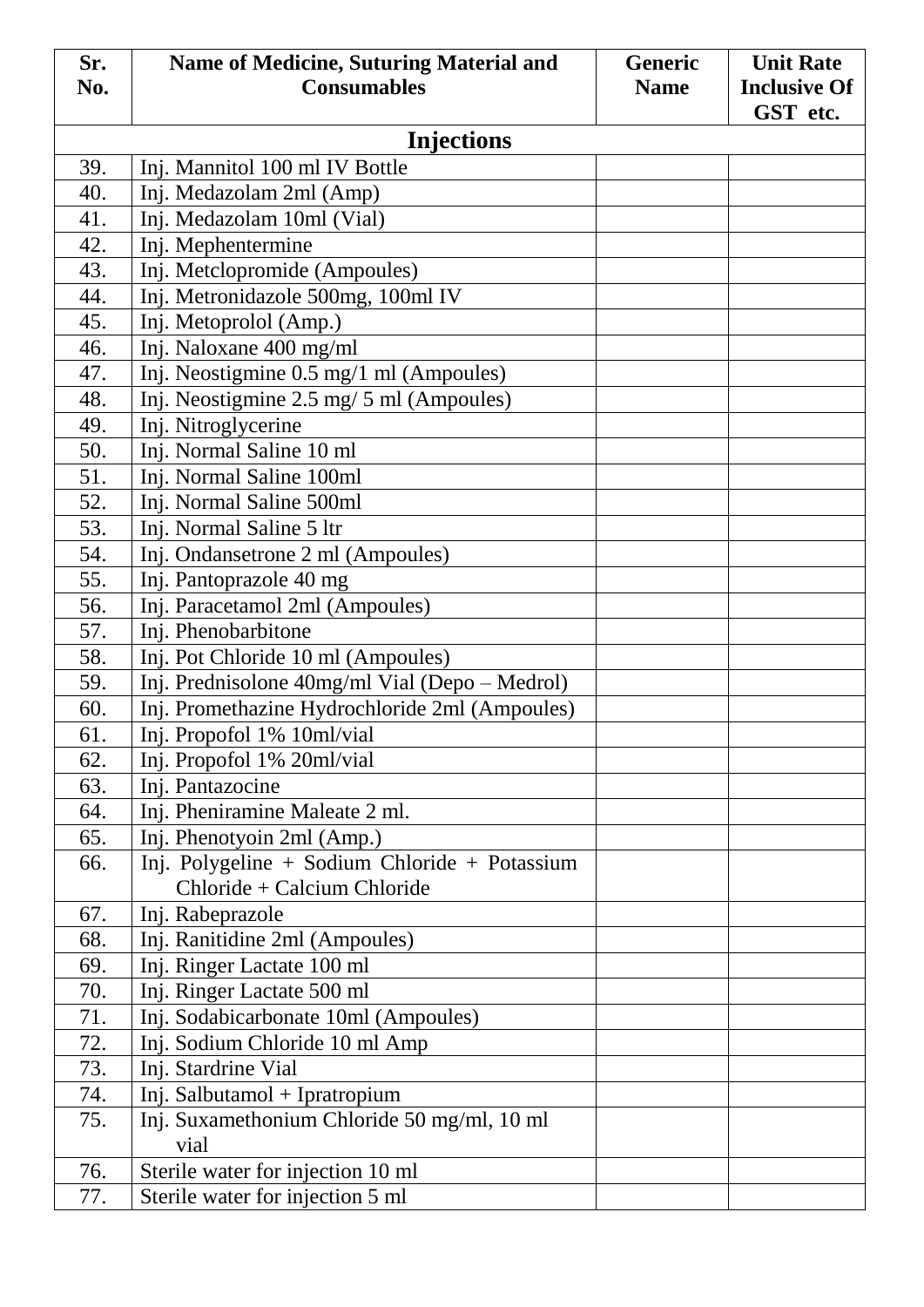| Sr. No. | Name of Medicine, Suturing Material and Consumables | Generic Name | Unit Rate Inclusive Of GST etc. |
|---|---|---|---|
| **Injections** | | | |
| 39. | Inj. Mannitol 100 ml IV Bottle | | |
| 40. | Inj. Medazolam 2ml (Amp) | | |
| 41. | Inj. Medazolam 10ml (Vial) | | |
| 42. | Inj. Mephentermine | | |
| 43. | Inj. Metclopromide (Ampoules) | | |
| 44. | Inj. Metronidazole 500mg, 100ml IV | | |
| 45. | Inj. Metoprolol (Amp.) | | |
| 46. | Inj. Naloxane 400 mg/ml | | |
| 47. | Inj. Neostigmine 0.5 mg/1 ml (Ampoules) | | |
| 48. | Inj. Neostigmine 2.5 mg/ 5 ml (Ampoules) | | |
| 49. | Inj. Nitroglycerine | | |
| 50. | Inj. Normal Saline 10 ml | | |
| 51. | Inj. Normal Saline 100ml | | |
| 52. | Inj. Normal Saline 500ml | | |
| 53. | Inj. Normal Saline 5 ltr | | |
| 54. | Inj. Ondansetrone 2 ml (Ampoules) | | |
| 55. | Inj. Pantoprazole 40 mg | | |
| 56. | Inj. Paracetamol 2ml (Ampoules) | | |
| 57. | Inj. Phenobarbitone | | |
| 58. | Inj. Pot Chloride 10 ml (Ampoules) | | |
| 59. | Inj. Prednisolone 40mg/ml Vial (Depo – Medrol) | | |
| 60. | Inj. Promethazine Hydrochloride 2ml (Ampoules) | | |
| 61. | Inj. Propofol 1% 10ml/vial | | |
| 62. | Inj. Propofol 1% 20ml/vial | | |
| 63. | Inj. Pantazocine | | |
| 64. | Inj. Pheniramine Maleate 2 ml. | | |
| 65. | Inj. Phenotyoin 2ml (Amp.) | | |
| 66. | Inj. Polygeline + Sodium Chloride + Potassium Chloride + Calcium Chloride | | |
| 67. | Inj. Rabeprazole | | |
| 68. | Inj. Ranitidine 2ml (Ampoules) | | |
| 69. | Inj. Ringer Lactate 100 ml | | |
| 70. | Inj. Ringer Lactate 500 ml | | |
| 71. | Inj. Sodabicarbonate 10ml (Ampoules) | | |
| 72. | Inj. Sodium Chloride 10 ml Amp | | |
| 73. | Inj. Stardrine Vial | | |
| 74. | Inj. Salbutamol + Ipratropium | | |
| 75. | Inj. Suxamethonium Chloride 50 mg/ml, 10 ml vial | | |
| 76. | Sterile water for injection 10 ml | | |
| 77. | Sterile water for injection 5 ml | | |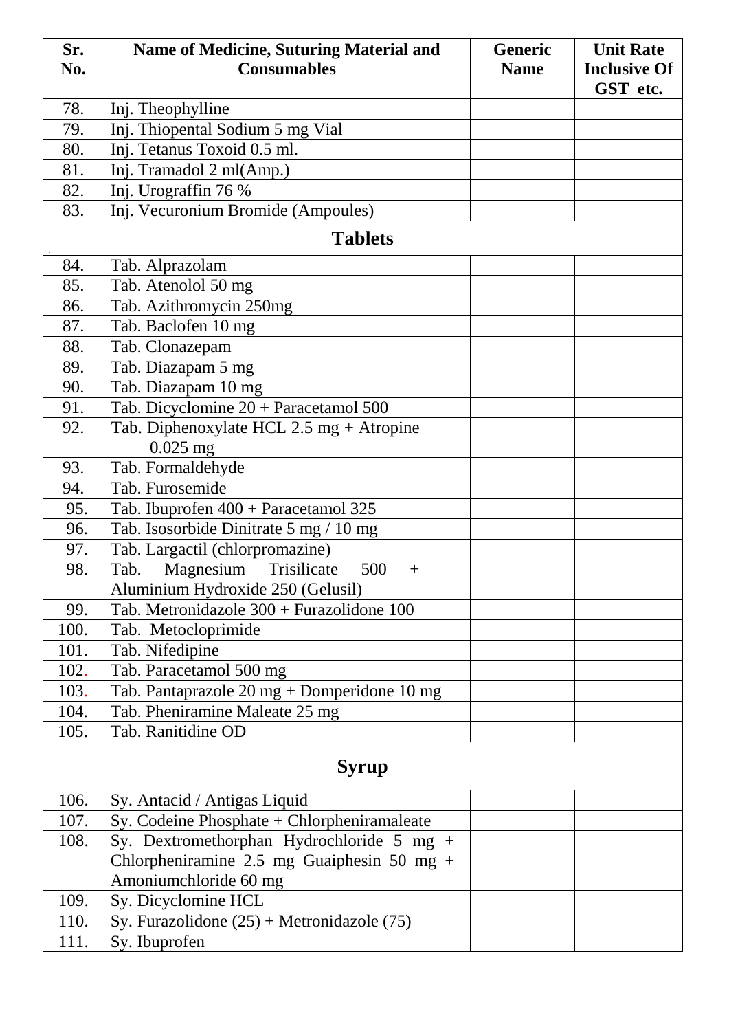| Sr. No. | Name of Medicine, Suturing Material and Consumables | Generic Name | Unit Rate Inclusive Of GST etc. |
|---|---|---|---|
| 78. | Inj. Theophylline | | |
| 79. | Inj. Thiopental Sodium 5 mg Vial | | |
| 80. | Inj. Tetanus Toxoid 0.5 ml. | | |
| 81. | Inj. Tramadol 2 ml(Amp.) | | |
| 82. | Inj. Urograffin 76 % | | |
| 83. | Inj. Vecuronium Bromide (Ampoules) | | |
| **Tablets** | | | |
| 84. | Tab. Alprazolam | | |
| 85. | Tab. Atenolol 50 mg | | |
| 86. | Tab. Azithromycin 250mg | | |
| 87. | Tab. Baclofen 10 mg | | |
| 88. | Tab. Clonazepam | | |
| 89. | Tab. Diazapam 5 mg | | |
| 90. | Tab. Diazapam 10 mg | | |
| 91. | Tab. Dicyclomine 20 + Paracetamol 500 | | |
| 92. | Tab. Diphenoxylate HCL 2.5 mg + Atropine 0.025 mg | | |
| 93. | Tab. Formaldehyde | | |
| 94. | Tab. Furosemide | | |
| 95. | Tab. Ibuprofen 400 + Paracetamol 325 | | |
| 96. | Tab. Isosorbide Dinitrate 5 mg / 10 mg | | |
| 97. | Tab. Largactil (chlorpromazine) | | |
| 98. | Tab. Magnesium Trisilicate 500 + Aluminium Hydroxide 250 (Gelusil) | | |
| 99. | Tab. Metronidazole 300 + Furazolidone 100 | | |
| 100. | Tab. Metocloprimide | | |
| 101. | Tab. Nifedipine | | |
| 102. | Tab. Paracetamol 500 mg | | |
| 103. | Tab. Pantaprazole 20 mg + Domperidone 10 mg | | |
| 104. | Tab. Pheniramine Maleate 25 mg | | |
| 105. | Tab. Ranitidine OD | | |
| **Syrup** | | | |
| 106. | Sy. Antacid / Antigas Liquid | | |
| 107. | Sy. Codeine Phosphate + Chlorpheniramaleate | | |
| 108. | Sy. Dextromethorphan Hydrochloride 5 mg + Chlorpheniramine 2.5 mg Guaiphesin 50 mg + Amoniumchloride 60 mg | | |
| 109. | Sy. Dicyclomine HCL | | |
| 110. | Sy. Furazolidone (25) + Metronidazole (75) | | |
| 111. | Sy. Ibuprofen | | |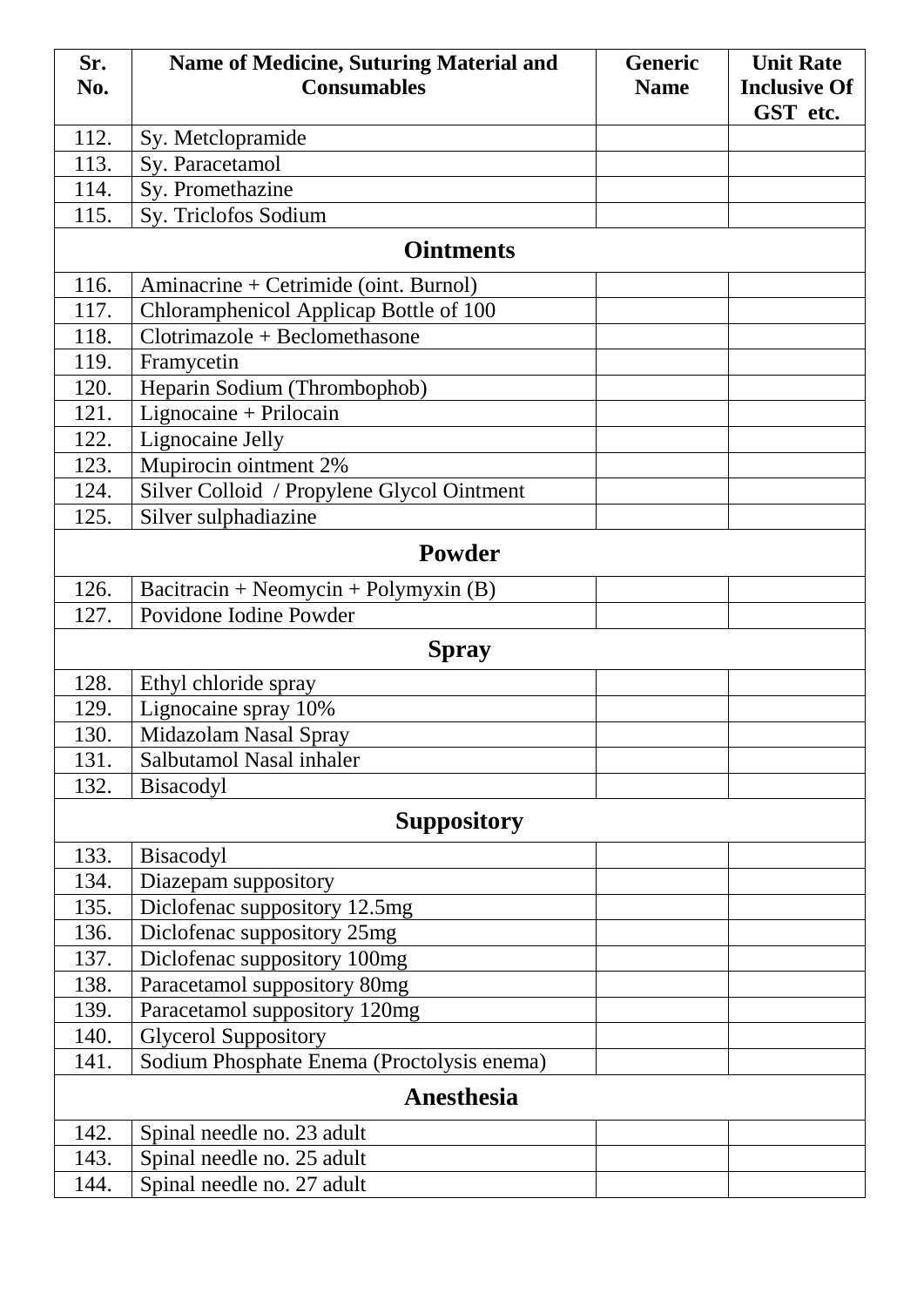| Sr. No. | Name of Medicine, Suturing Material and Consumables | Generic Name | Unit Rate Inclusive Of GST etc. |
|---|---|---|---|
| 112. | Sy. Metclopramide | | |
| 113. | Sy. Paracetamol | | |
| 114. | Sy. Promethazine | | |
| 115. | Sy. Triclofos Sodium | | |
| | **Ointments** | | |
| 116. | Aminacrine + Cetrimide (oint. Burnol) | | |
| 117. | Chloramphenicol Applicap Bottle of 100 | | |
| 118. | Clotrimazole + Beclomethasone | | |
| 119. | Framycetin | | |
| 120. | Heparin Sodium (Thrombophob) | | |
| 121. | Lignocaine + Prilocain | | |
| 122. | Lignocaine Jelly | | |
| 123. | Mupirocin ointment 2% | | |
| 124. | Silver Colloid / Propylene Glycol Ointment | | |
| 125. | Silver sulphadiazine | | |
| | **Powder** | | |
| 126. | Bacitracin + Neomycin + Polymyxin (B) | | |
| 127. | Povidone Iodine Powder | | |
| | **Spray** | | |
| 128. | Ethyl chloride spray | | |
| 129. | Lignocaine spray 10% | | |
| 130. | Midazolam Nasal Spray | | |
| 131. | Salbutamol Nasal inhaler | | |
| 132. | Bisacodyl | | |
| | **Suppository** | | |
| 133. | Bisacodyl | | |
| 134. | Diazepam suppository | | |
| 135. | Diclofenac suppository 12.5mg | | |
| 136. | Diclofenac suppository 25mg | | |
| 137. | Diclofenac suppository 100mg | | |
| 138. | Paracetamol suppository 80mg | | |
| 139. | Paracetamol suppository 120mg | | |
| 140. | Glycerol Suppository | | |
| 141. | Sodium Phosphate Enema (Proctolysis enema) | | |
| | **Anesthesia** | | |
| 142. | Spinal needle no. 23 adult | | |
| 143. | Spinal needle no. 25 adult | | |
| 144. | Spinal needle no. 27 adult | | |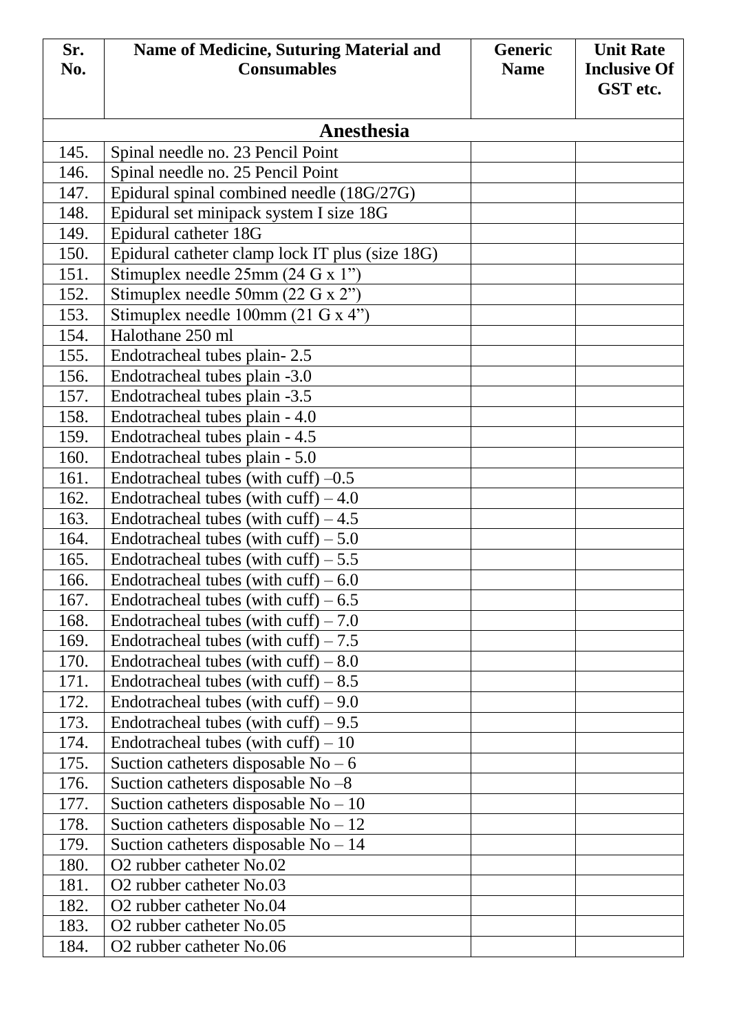| Sr. No. | Name of Medicine, Suturing Material and Consumables | Generic Name | Unit Rate Inclusive Of GST etc. |
|---|---|---|---|
| | **Anesthesia** | | |
| 145. | Spinal needle no. 23 Pencil Point | | |
| 146. | Spinal needle no. 25 Pencil Point | | |
| 147. | Epidural spinal combined needle (18G/27G) | | |
| 148. | Epidural set minipack system I size 18G | | |
| 149. | Epidural catheter 18G | | |
| 150. | Epidural catheter clamp lock IT plus (size 18G) | | |
| 151. | Stimuplex needle 25mm (24 G x 1") | | |
| 152. | Stimuplex needle 50mm (22 G x 2") | | |
| 153. | Stimuplex needle 100mm (21 G x 4") | | |
| 154. | Halothane 250 ml | | |
| 155. | Endotracheal tubes plain- 2.5 | | |
| 156. | Endotracheal tubes plain -3.0 | | |
| 157. | Endotracheal tubes plain -3.5 | | |
| 158. | Endotracheal tubes plain - 4.0 | | |
| 159. | Endotracheal tubes plain - 4.5 | | |
| 160. | Endotracheal tubes plain - 5.0 | | |
| 161. | Endotracheal tubes (with cuff) –0.5 | | |
| 162. | Endotracheal tubes (with cuff) – 4.0 | | |
| 163. | Endotracheal tubes (with cuff) – 4.5 | | |
| 164. | Endotracheal tubes (with cuff) – 5.0 | | |
| 165. | Endotracheal tubes (with cuff) – 5.5 | | |
| 166. | Endotracheal tubes (with cuff) – 6.0 | | |
| 167. | Endotracheal tubes (with cuff) – 6.5 | | |
| 168. | Endotracheal tubes (with cuff) – 7.0 | | |
| 169. | Endotracheal tubes (with cuff) – 7.5 | | |
| 170. | Endotracheal tubes (with cuff) – 8.0 | | |
| 171. | Endotracheal tubes (with cuff) – 8.5 | | |
| 172. | Endotracheal tubes (with cuff) – 9.0 | | |
| 173. | Endotracheal tubes (with cuff) – 9.5 | | |
| 174. | Endotracheal tubes (with cuff) – 10 | | |
| 175. | Suction catheters disposable No – 6 | | |
| 176. | Suction catheters disposable No –8 | | |
| 177. | Suction catheters disposable No – 10 | | |
| 178. | Suction catheters disposable No – 12 | | |
| 179. | Suction catheters disposable No – 14 | | |
| 180. | O2 rubber catheter No.02 | | |
| 181. | O2 rubber catheter No.03 | | |
| 182. | O2 rubber catheter No.04 | | |
| 183. | O2 rubber catheter No.05 | | |
| 184. | O2 rubber catheter No.06 | | |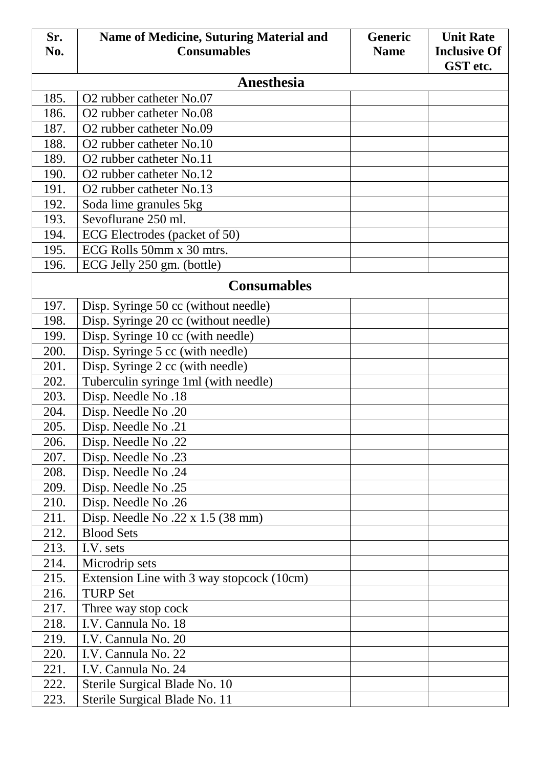| Sr. No. | Name of Medicine, Suturing Material and Consumables | Generic Name | Unit Rate Inclusive Of GST etc. |
|---|---|---|---|
| **Anesthesia** | | | |
| 185. | O2 rubber catheter No.07 | | |
| 186. | O2 rubber catheter No.08 | | |
| 187. | O2 rubber catheter No.09 | | |
| 188. | O2 rubber catheter No.10 | | |
| 189. | O2 rubber catheter No.11 | | |
| 190. | O2 rubber catheter No.12 | | |
| 191. | O2 rubber catheter No.13 | | |
| 192. | Soda lime granules 5kg | | |
| 193. | Sevoflurane 250 ml. | | |
| 194. | ECG Electrodes (packet of 50) | | |
| 195. | ECG Rolls 50mm x 30 mtrs. | | |
| 196. | ECG Jelly 250 gm. (bottle) | | |
| **Consumables** | | | |
| 197. | Disp. Syringe 50 cc (without needle) | | |
| 198. | Disp. Syringe 20 cc (without needle) | | |
| 199. | Disp. Syringe 10 cc (with needle) | | |
| 200. | Disp. Syringe 5 cc (with needle) | | |
| 201. | Disp. Syringe 2 cc (with needle) | | |
| 202. | Tuberculin syringe 1ml (with needle) | | |
| 203. | Disp. Needle No .18 | | |
| 204. | Disp. Needle No .20 | | |
| 205. | Disp. Needle No .21 | | |
| 206. | Disp. Needle No .22 | | |
| 207. | Disp. Needle No .23 | | |
| 208. | Disp. Needle No .24 | | |
| 209. | Disp. Needle No .25 | | |
| 210. | Disp. Needle No .26 | | |
| 211. | Disp. Needle No .22 x 1.5 (38 mm) | | |
| 212. | Blood Sets | | |
| 213. | I.V. sets | | |
| 214. | Microdrip sets | | |
| 215. | Extension Line with 3 way stopcock (10cm) | | |
| 216. | TURP Set | | |
| 217. | Three way stop cock | | |
| 218. | I.V. Cannula No. 18 | | |
| 219. | I.V. Cannula No. 20 | | |
| 220. | I.V. Cannula No. 22 | | |
| 221. | I.V. Cannula No. 24 | | |
| 222. | Sterile Surgical Blade No. 10 | | |
| 223. | Sterile Surgical Blade No. 11 | | |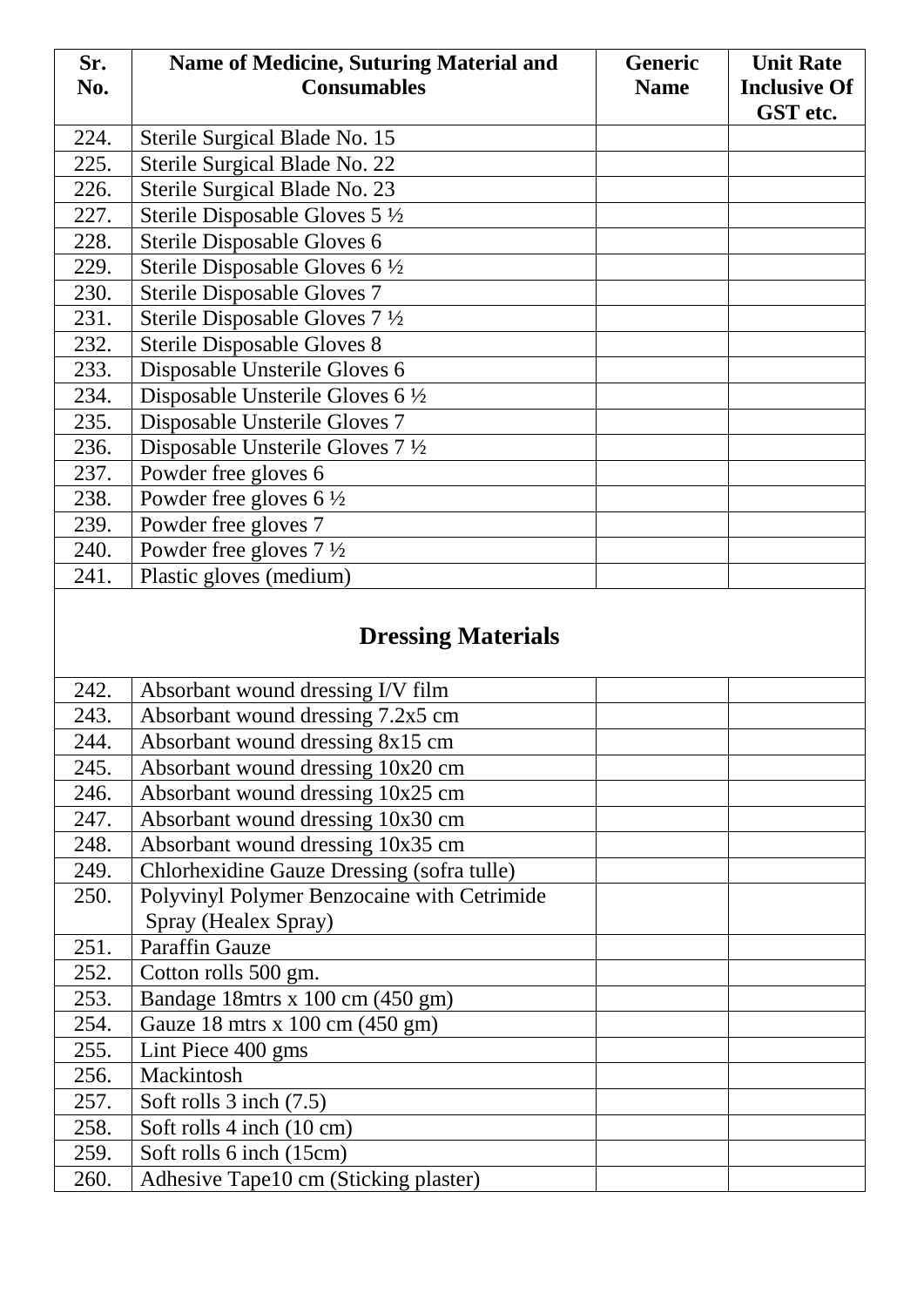| Sr. No. | Name of Medicine, Suturing Material and Consumables | Generic Name | Unit Rate Inclusive Of GST etc. |
|---|---|---|---|
| 224. | Sterile Surgical Blade No. 15 | | |
| 225. | Sterile Surgical Blade No. 22 | | |
| 226. | Sterile Surgical Blade No. 23 | | |
| 227. | Sterile Disposable Gloves 5 ½ | | |
| 228. | Sterile Disposable Gloves 6 | | |
| 229. | Sterile Disposable Gloves 6 ½ | | |
| 230. | Sterile Disposable Gloves 7 | | |
| 231. | Sterile Disposable Gloves 7 ½ | | |
| 232. | Sterile Disposable Gloves 8 | | |
| 233. | Disposable Unsterile Gloves 6 | | |
| 234. | Disposable Unsterile Gloves 6 ½ | | |
| 235. | Disposable Unsterile Gloves 7 | | |
| 236. | Disposable Unsterile Gloves 7 ½ | | |
| 237. | Powder free gloves 6 | | |
| 238. | Powder free gloves 6 ½ | | |
| 239. | Powder free gloves 7 | | |
| 240. | Powder free gloves 7 ½ | | |
| 241. | Plastic gloves (medium) | | |
| | **Dressing Materials** | | |
| 242. | Absorbant wound dressing I/V film | | |
| 243. | Absorbant wound dressing 7.2x5 cm | | |
| 244. | Absorbant wound dressing 8x15 cm | | |
| 245. | Absorbant wound dressing 10x20 cm | | |
| 246. | Absorbant wound dressing 10x25 cm | | |
| 247. | Absorbant wound dressing 10x30 cm | | |
| 248. | Absorbant wound dressing 10x35 cm | | |
| 249. | Chlorhexidine Gauze Dressing (sofra tulle) | | |
| 250. | Polyvinyl Polymer Benzocaine with Cetrimide Spray (Healex Spray) | | |
| 251. | Paraffin Gauze | | |
| 252. | Cotton rolls 500 gm. | | |
| 253. | Bandage 18mtrs x 100 cm (450 gm) | | |
| 254. | Gauze 18 mtrs x 100 cm (450 gm) | | |
| 255. | Lint Piece 400 gms | | |
| 256. | Mackintosh | | |
| 257. | Soft rolls 3 inch (7.5) | | |
| 258. | Soft rolls 4 inch (10 cm) | | |
| 259. | Soft rolls 6 inch (15cm) | | |
| 260. | Adhesive Tape10 cm (Sticking plaster) | | |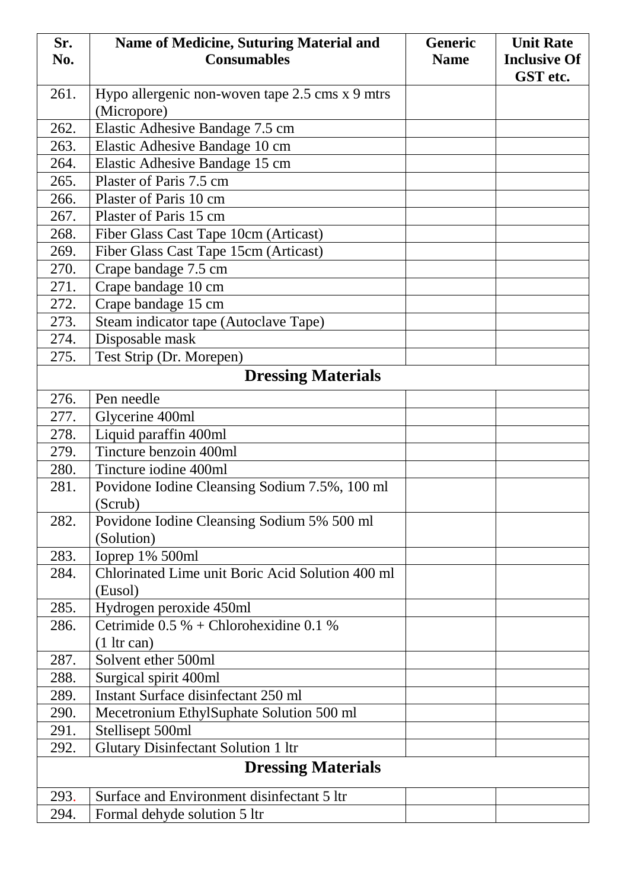| Sr. No. | Name of Medicine, Suturing Material and Consumables | Generic Name | Unit Rate Inclusive Of GST etc. |
|---|---|---|---|
| 261. | Hypo allergenic non-woven tape 2.5 cms x 9 mtrs (Micropore) | | |
| 262. | Elastic Adhesive Bandage 7.5 cm | | |
| 263. | Elastic Adhesive Bandage 10 cm | | |
| 264. | Elastic Adhesive Bandage 15 cm | | |
| 265. | Plaster of Paris 7.5 cm | | |
| 266. | Plaster of Paris 10 cm | | |
| 267. | Plaster of Paris 15 cm | | |
| 268. | Fiber Glass Cast Tape 10cm (Articast) | | |
| 269. | Fiber Glass Cast Tape 15cm (Articast) | | |
| 270. | Crape bandage 7.5 cm | | |
| 271. | Crape bandage 10 cm | | |
| 272. | Crape bandage 15 cm | | |
| 273. | Steam indicator tape (Autoclave Tape) | | |
| 274. | Disposable mask | | |
| 275. | Test Strip (Dr. Morepen) | | |
| **Dressing Materials** | | | |
| 276. | Pen needle | | |
| 277. | Glycerine 400ml | | |
| 278. | Liquid paraffin 400ml | | |
| 279. | Tincture benzoin 400ml | | |
| 280. | Tincture iodine 400ml | | |
| 281. | Povidone Iodine Cleansing Sodium 7.5%, 100 ml (Scrub) | | |
| 282. | Povidone Iodine Cleansing Sodium 5% 500 ml (Solution) | | |
| 283. | Ioprep 1% 500ml | | |
| 284. | Chlorinated Lime unit Boric Acid Solution 400 ml (Eusol) | | |
| 285. | Hydrogen peroxide 450ml | | |
| 286. | Cetrimide 0.5 % + Chlorohexidine 0.1 % (1 ltr can) | | |
| 287. | Solvent ether 500ml | | |
| 288. | Surgical spirit 400ml | | |
| 289. | Instant Surface disinfectant 250 ml | | |
| 290. | Mecetronium EthylSuphate Solution 500 ml | | |
| 291. | Stellisept 500ml | | |
| 292. | Glutary Disinfectant Solution 1 ltr | | |
| **Dressing Materials** | | | |
| 293. | Surface and Environment disinfectant 5 ltr | | |
| 294. | Formal dehyde solution 5 ltr | | |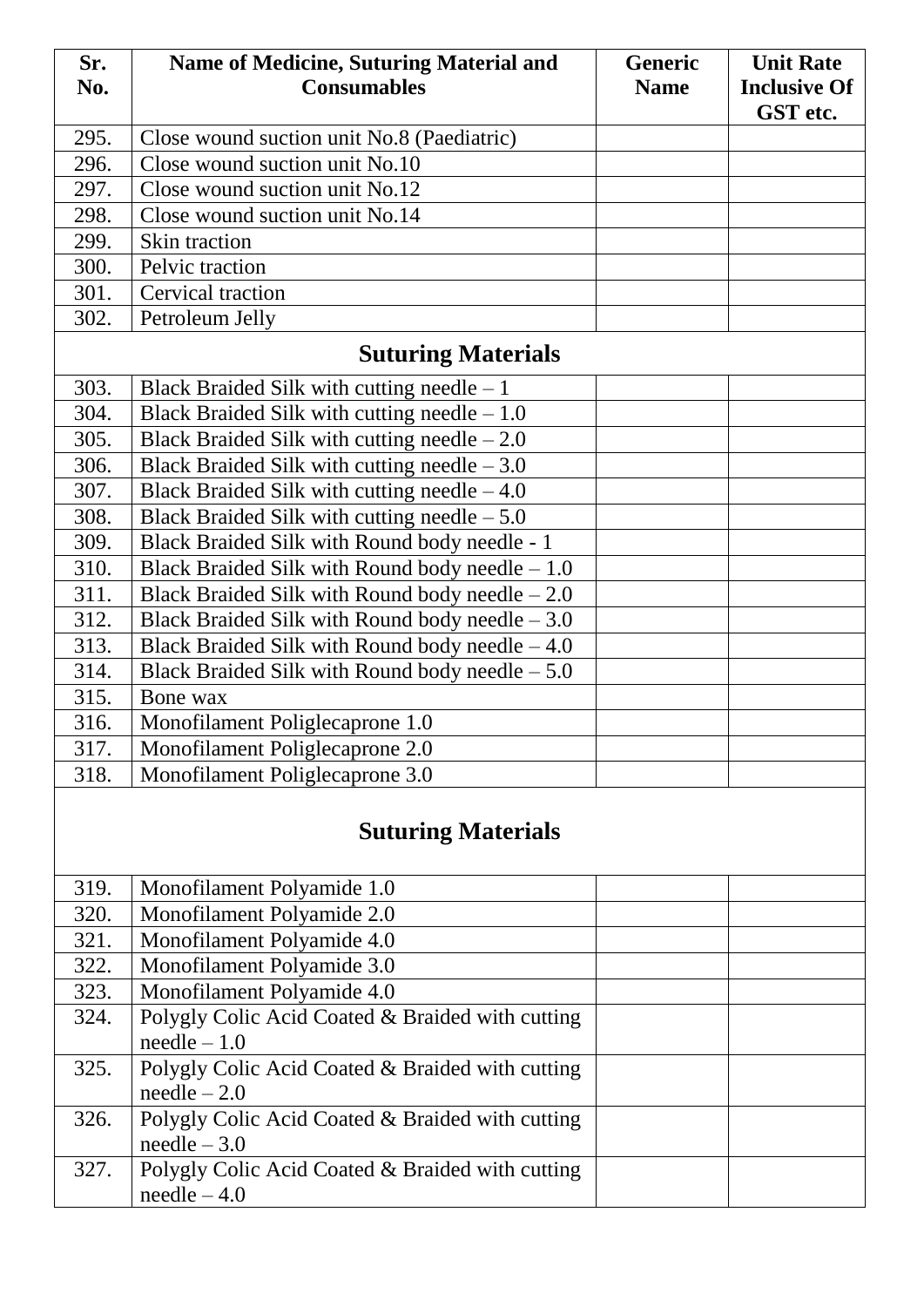| Sr. No. | Name of Medicine, Suturing Material and Consumables | Generic Name | Unit Rate Inclusive Of GST etc. |
|---|---|---|---|
| 295. | Close wound suction unit No.8 (Paediatric) | | |
| 296. | Close wound suction unit No.10 | | |
| 297. | Close wound suction unit No.12 | | |
| 298. | Close wound suction unit No.14 | | |
| 299. | Skin traction | | |
| 300. | Pelvic traction | | |
| 301. | Cervical traction | | |
| 302. | Petroleum Jelly | | |
| **Suturing Materials** | | | |
| 303. | Black Braided Silk with cutting needle – 1 | | |
| 304. | Black Braided Silk with cutting needle – 1.0 | | |
| 305. | Black Braided Silk with cutting needle – 2.0 | | |
| 306. | Black Braided Silk with cutting needle – 3.0 | | |
| 307. | Black Braided Silk with cutting needle – 4.0 | | |
| 308. | Black Braided Silk with cutting needle – 5.0 | | |
| 309. | Black Braided Silk with Round body needle - 1 | | |
| 310. | Black Braided Silk with Round body needle – 1.0 | | |
| 311. | Black Braided Silk with Round body needle – 2.0 | | |
| 312. | Black Braided Silk with Round body needle – 3.0 | | |
| 313. | Black Braided Silk with Round body needle – 4.0 | | |
| 314. | Black Braided Silk with Round body needle – 5.0 | | |
| 315. | Bone wax | | |
| 316. | Monofilament Poliglecaprone 1.0 | | |
| 317. | Monofilament Poliglecaprone 2.0 | | |
| 318. | Monofilament Poliglecaprone 3.0 | | |
| **Suturing Materials** | | | |
| 319. | Monofilament Polyamide 1.0 | | |
| 320. | Monofilament Polyamide 2.0 | | |
| 321. | Monofilament Polyamide 4.0 | | |
| 322. | Monofilament Polyamide 3.0 | | |
| 323. | Monofilament Polyamide 4.0 | | |
| 324. | Polygly Colic Acid Coated & Braided with cutting needle – 1.0 | | |
| 325. | Polygly Colic Acid Coated & Braided with cutting needle – 2.0 | | |
| 326. | Polygly Colic Acid Coated & Braided with cutting needle – 3.0 | | |
| 327. | Polygly Colic Acid Coated & Braided with cutting needle – 4.0 | | |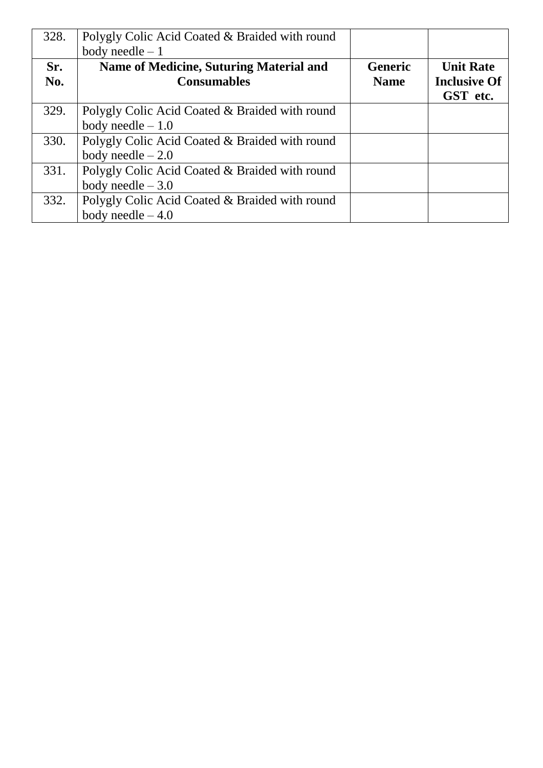| | | | |
|---|---|---|---|
| 328. | Polygly Colic Acid Coated & Braided with round body needle – 1 | | |
| **Sr. No.** | **Name of Medicine, Suturing Material and Consumables** | **Generic Name** | **Unit Rate Inclusive Of GST etc.** |
| 329. | Polygly Colic Acid Coated & Braided with round body needle – 1.0 | | |
| 330. | Polygly Colic Acid Coated & Braided with round body needle – 2.0 | | |
| 331. | Polygly Colic Acid Coated & Braided with round body needle – 3.0 | | |
| 332. | Polygly Colic Acid Coated & Braided with round body needle – 4.0 | | |